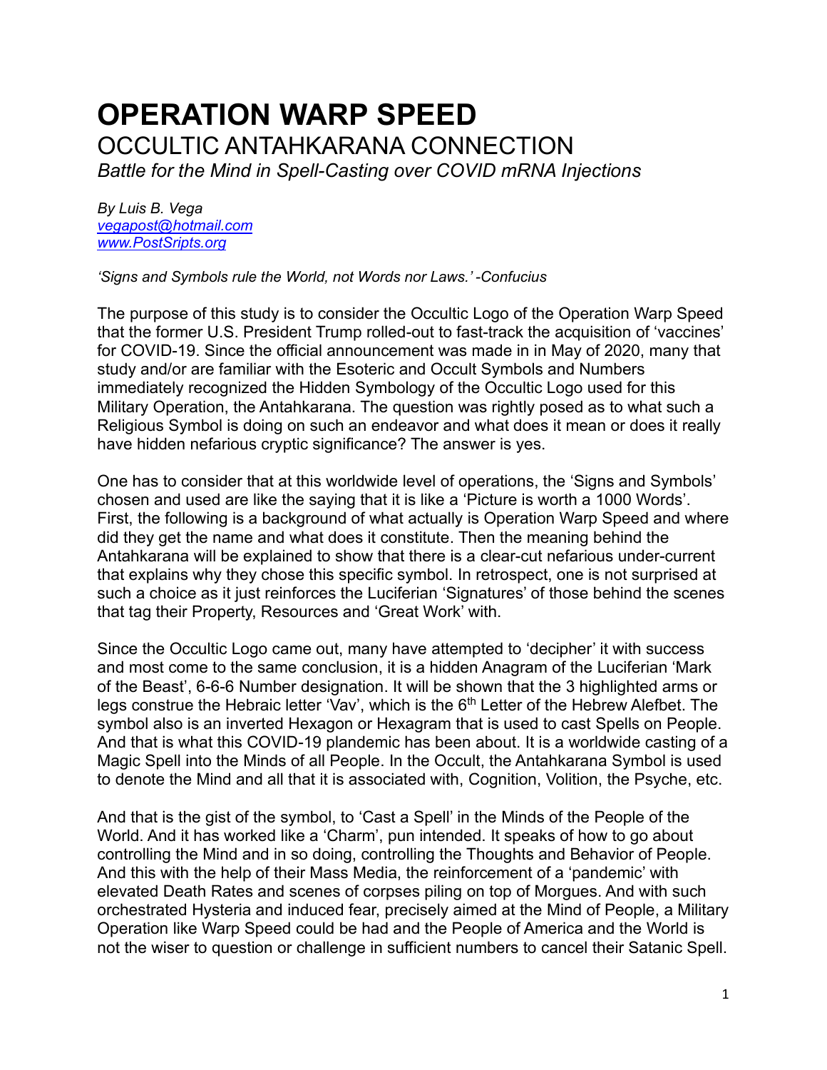# OPERATION WARP SPEED

## OCCULTIC ANTAHKARANA CONNECTION

*Battle for the Mind in Spell-Casting over COVID mRNA Injections*

*By Luis B. Vega*
*[vegapost@hotmail.com](mailto:vegapost@hotmail.com)*
*[www.PostSripts.org](http://www.PostSripts.org)*

*'Signs and Symbols rule the World, not Words nor Laws.' -Confucius*

The purpose of this study is to consider the Occultic Logo of the Operation Warp Speed that the former U.S. President Trump rolled-out to fast-track the acquisition of 'vaccines' for COVID-19. Since the official announcement was made in in May of 2020, many that study and/or are familiar with the Esoteric and Occult Symbols and Numbers immediately recognized the Hidden Symbology of the Occultic Logo used for this Military Operation, the Antahkarana. The question was rightly posed as to what such a Religious Symbol is doing on such an endeavor and what does it mean or does it really have hidden nefarious cryptic significance? The answer is yes.

One has to consider that at this worldwide level of operations, the 'Signs and Symbols' chosen and used are like the saying that it is like a 'Picture is worth a 1000 Words'. First, the following is a background of what actually is Operation Warp Speed and where did they get the name and what does it constitute. Then the meaning behind the Antahkarana will be explained to show that there is a clear-cut nefarious under-current that explains why they chose this specific symbol. In retrospect, one is not surprised at such a choice as it just reinforces the Luciferian 'Signatures' of those behind the scenes that tag their Property, Resources and 'Great Work' with.

Since the Occultic Logo came out, many have attempted to 'decipher' it with success and most come to the same conclusion, it is a hidden Anagram of the Luciferian 'Mark of the Beast', 6-6-6 Number designation. It will be shown that the 3 highlighted arms or legs construe the Hebraic letter 'Vav', which is the 6th Letter of the Hebrew Alefbet. The symbol also is an inverted Hexagon or Hexagram that is used to cast Spells on People. And that is what this COVID-19 plandemic has been about. It is a worldwide casting of a Magic Spell into the Minds of all People. In the Occult, the Antahkarana Symbol is used to denote the Mind and all that it is associated with, Cognition, Volition, the Psyche, etc.

And that is the gist of the symbol, to 'Cast a Spell' in the Minds of the People of the World. And it has worked like a 'Charm', pun intended. It speaks of how to go about controlling the Mind and in so doing, controlling the Thoughts and Behavior of People. And this with the help of their Mass Media, the reinforcement of a 'pandemic' with elevated Death Rates and scenes of corpses piling on top of Morgues. And with such orchestrated Hysteria and induced fear, precisely aimed at the Mind of People, a Military Operation like Warp Speed could be had and the People of America and the World is not the wiser to question or challenge in sufficient numbers to cancel their Satanic Spell.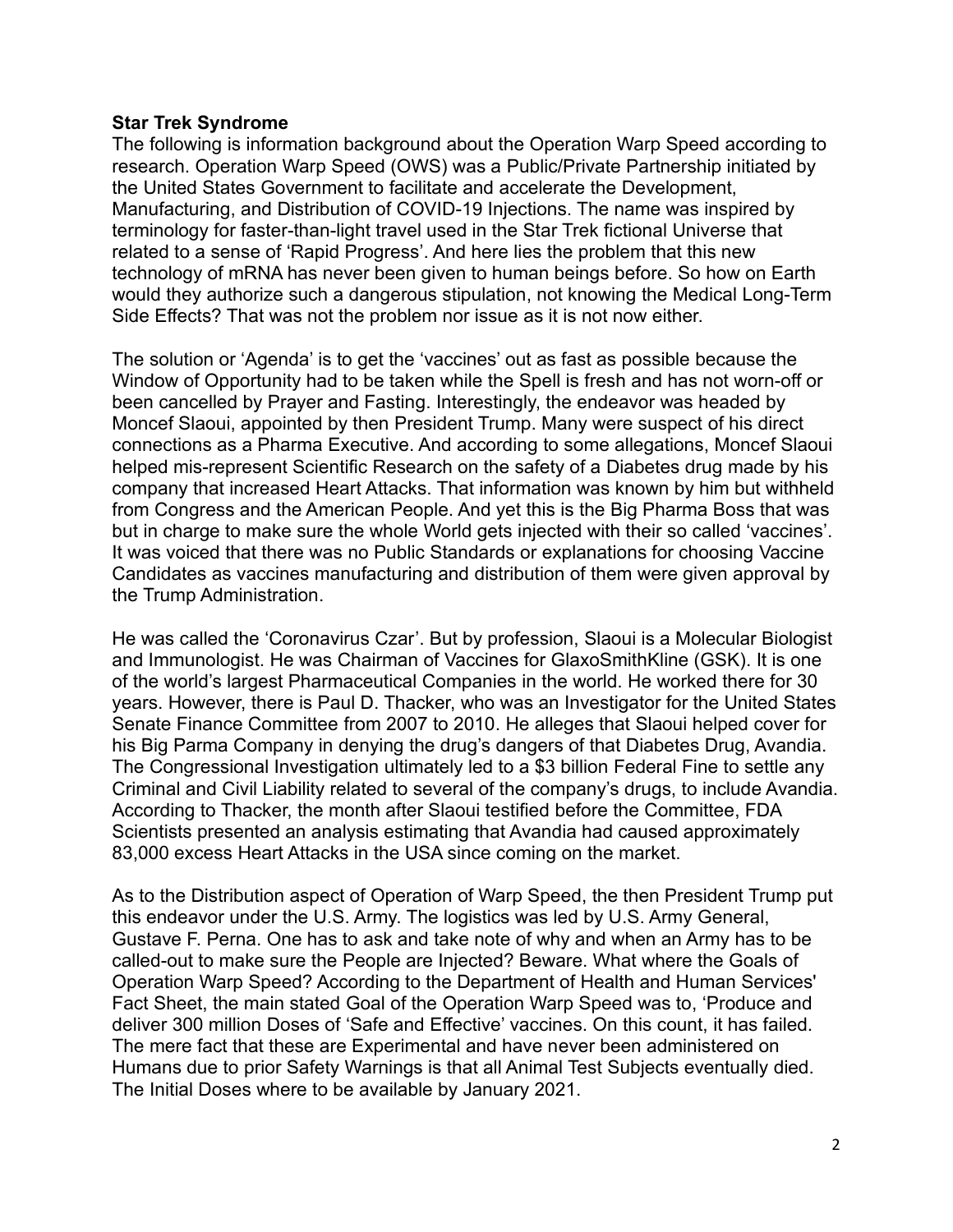**Star Trek Syndrome**

The following is information background about the Operation Warp Speed according to research. Operation Warp Speed (OWS) was a Public/Private Partnership initiated by the United States Government to facilitate and accelerate the Development, Manufacturing, and Distribution of COVID-19 Injections. The name was inspired by terminology for faster-than-light travel used in the Star Trek fictional Universe that related to a sense of 'Rapid Progress'. And here lies the problem that this new technology of mRNA has never been given to human beings before. So how on Earth would they authorize such a dangerous stipulation, not knowing the Medical Long-Term Side Effects? That was not the problem nor issue as it is not now either.

The solution or 'Agenda' is to get the 'vaccines' out as fast as possible because the Window of Opportunity had to be taken while the Spell is fresh and has not worn-off or been cancelled by Prayer and Fasting. Interestingly, the endeavor was headed by Moncef Slaoui, appointed by then President Trump. Many were suspect of his direct connections as a Pharma Executive. And according to some allegations, Moncef Slaoui helped mis-represent Scientific Research on the safety of a Diabetes drug made by his company that increased Heart Attacks. That information was known by him but withheld from Congress and the American People. And yet this is the Big Pharma Boss that was but in charge to make sure the whole World gets injected with their so called 'vaccines'. It was voiced that there was no Public Standards or explanations for choosing Vaccine Candidates as vaccines manufacturing and distribution of them were given approval by the Trump Administration.

He was called the 'Coronavirus Czar'. But by profession, Slaoui is a Molecular Biologist and Immunologist. He was Chairman of Vaccines for GlaxoSmithKline (GSK). It is one of the world's largest Pharmaceutical Companies in the world. He worked there for 30 years. However, there is Paul D. Thacker, who was an Investigator for the United States Senate Finance Committee from 2007 to 2010. He alleges that Slaoui helped cover for his Big Parma Company in denying the drug's dangers of that Diabetes Drug, Avandia. The Congressional Investigation ultimately led to a $3 billion Federal Fine to settle any Criminal and Civil Liability related to several of the company's drugs, to include Avandia. According to Thacker, the month after Slaoui testified before the Committee, FDA Scientists presented an analysis estimating that Avandia had caused approximately 83,000 excess Heart Attacks in the USA since coming on the market.

As to the Distribution aspect of Operation of Warp Speed, the then President Trump put this endeavor under the U.S. Army. The logistics was led by U.S. Army General, Gustave F. Perna. One has to ask and take note of why and when an Army has to be called-out to make sure the People are Injected? Beware. What where the Goals of Operation Warp Speed? According to the Department of Health and Human Services' Fact Sheet, the main stated Goal of the Operation Warp Speed was to, 'Produce and deliver 300 million Doses of 'Safe and Effective' vaccines. On this count, it has failed. The mere fact that these are Experimental and have never been administered on Humans due to prior Safety Warnings is that all Animal Test Subjects eventually died. The Initial Doses where to be available by January 2021.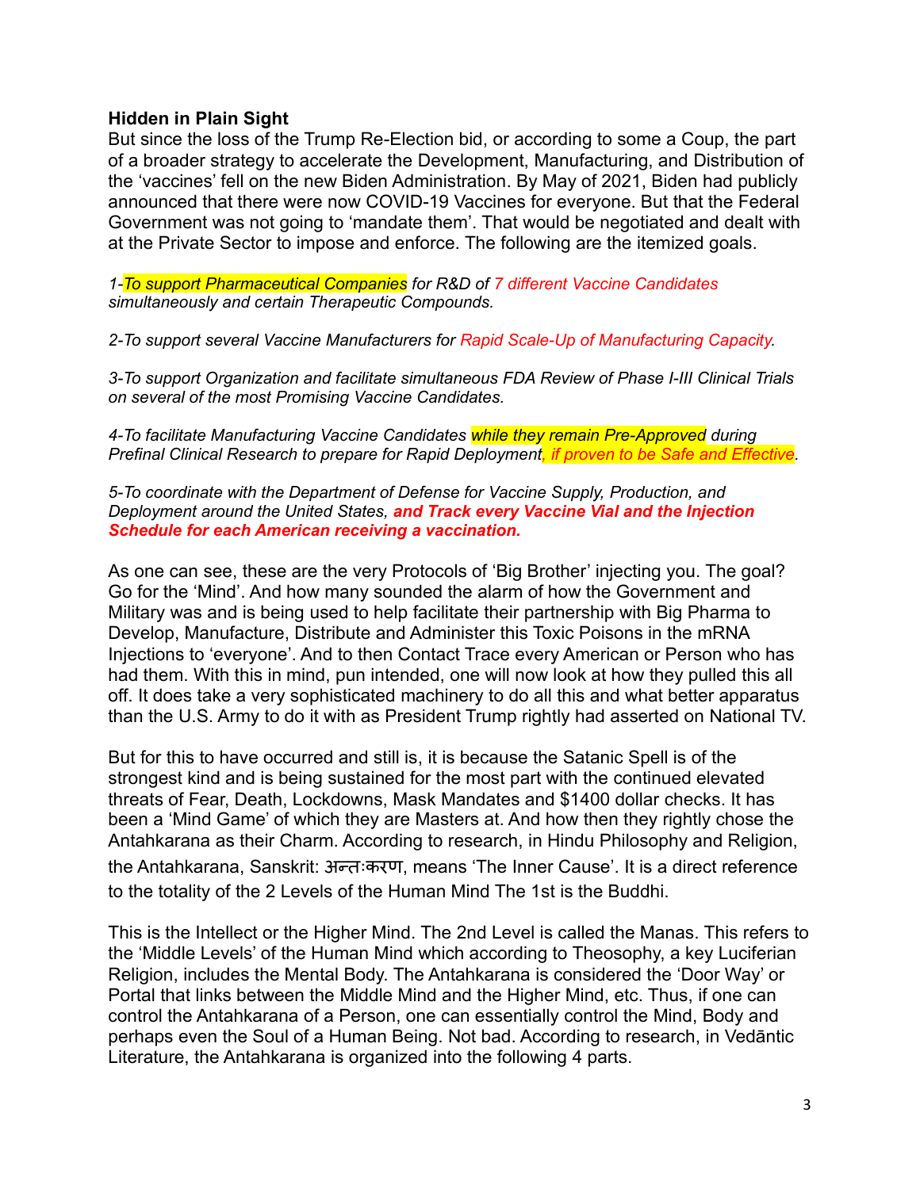**Hidden in Plain Sight**

But since the loss of the Trump Re-Election bid, or according to some a Coup, the part of a broader strategy to accelerate the Development, Manufacturing, and Distribution of the 'vaccines' fell on the new Biden Administration. By May of 2021, Biden had publicly announced that there were now COVID-19 Vaccines for everyone. But that the Federal Government was not going to 'mandate them'. That would be negotiated and dealt with at the Private Sector to impose and enforce. The following are the itemized goals.

*1-To support Pharmaceutical Companies for R&D of 7 different Vaccine Candidates simultaneously and certain Therapeutic Compounds.*

*2-To support several Vaccine Manufacturers for Rapid Scale-Up of Manufacturing Capacity.*

*3-To support Organization and facilitate simultaneous FDA Review of Phase I-III Clinical Trials on several of the most Promising Vaccine Candidates.*

*4-To facilitate Manufacturing Vaccine Candidates while they remain Pre-Approved during Prefinal Clinical Research to prepare for Rapid Deployment, if proven to be Safe and Effective.*

*5-To coordinate with the Department of Defense for Vaccine Supply, Production, and Deployment around the United States,* ***and Track every Vaccine Vial and the Injection Schedule for each American receiving a vaccination.***

As one can see, these are the very Protocols of 'Big Brother' injecting you. The goal? Go for the 'Mind'. And how many sounded the alarm of how the Government and Military was and is being used to help facilitate their partnership with Big Pharma to Develop, Manufacture, Distribute and Administer this Toxic Poisons in the mRNA Injections to 'everyone'. And to then Contact Trace every American or Person who has had them. With this in mind, pun intended, one will now look at how they pulled this all off. It does take a very sophisticated machinery to do all this and what better apparatus than the U.S. Army to do it with as President Trump rightly had asserted on National TV.

But for this to have occurred and still is, it is because the Satanic Spell is of the strongest kind and is being sustained for the most part with the continued elevated threats of Fear, Death, Lockdowns, Mask Mandates and $1400 dollar checks. It has been a 'Mind Game' of which they are Masters at. And how then they rightly chose the Antahkarana as their Charm. According to research, in Hindu Philosophy and Religion, the Antahkarana, Sanskrit: अन्तःकरण, means 'The Inner Cause'. It is a direct reference to the totality of the 2 Levels of the Human Mind The 1st is the Buddhi.

This is the Intellect or the Higher Mind. The 2nd Level is called the Manas. This refers to the 'Middle Levels' of the Human Mind which according to Theosophy, a key Luciferian Religion, includes the Mental Body. The Antahkarana is considered the 'Door Way' or Portal that links between the Middle Mind and the Higher Mind, etc. Thus, if one can control the Antahkarana of a Person, one can essentially control the Mind, Body and perhaps even the Soul of a Human Being. Not bad. According to research, in Vedāntic Literature, the Antahkarana is organized into the following 4 parts.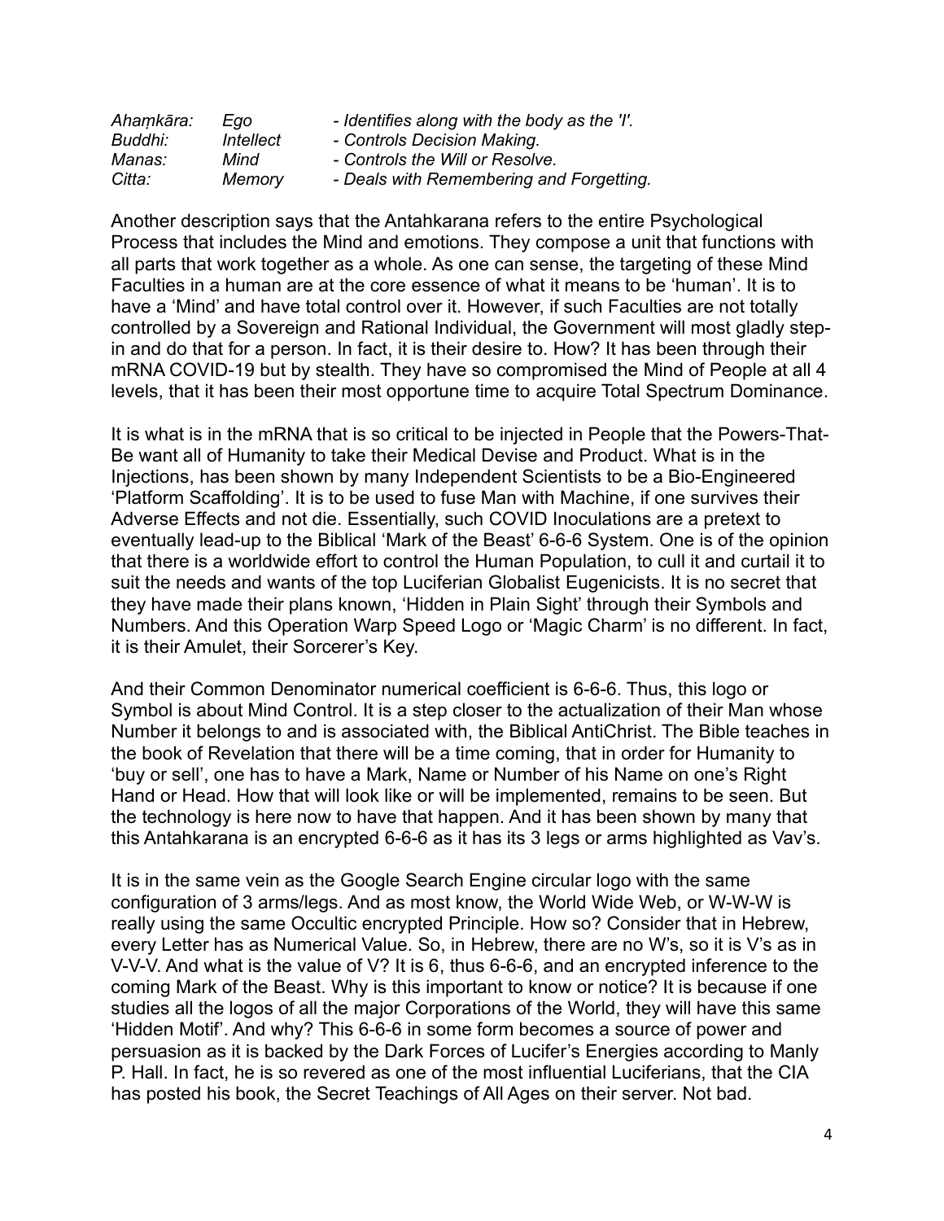| | | |
|---|---|---|
| *Ahaṃkāra:* | *Ego* | *- Identifies along with the body as the 'I'.* |
| *Buddhi:* | *Intellect* | *- Controls Decision Making.* |
| *Manas:* | *Mind* | *- Controls the Will or Resolve.* |
| *Citta:* | *Memory* | *- Deals with Remembering and Forgetting.* |

Another description says that the Antahkarana refers to the entire Psychological Process that includes the Mind and emotions. They compose a unit that functions with all parts that work together as a whole. As one can sense, the targeting of these Mind Faculties in a human are at the core essence of what it means to be 'human'. It is to have a 'Mind' and have total control over it. However, if such Faculties are not totally controlled by a Sovereign and Rational Individual, the Government will most gladly step-in and do that for a person. In fact, it is their desire to. How? It has been through their mRNA COVID-19 but by stealth. They have so compromised the Mind of People at all 4 levels, that it has been their most opportune time to acquire Total Spectrum Dominance.

It is what is in the mRNA that is so critical to be injected in People that the Powers-That-Be want all of Humanity to take their Medical Devise and Product. What is in the Injections, has been shown by many Independent Scientists to be a Bio-Engineered 'Platform Scaffolding'. It is to be used to fuse Man with Machine, if one survives their Adverse Effects and not die. Essentially, such COVID Inoculations are a pretext to eventually lead-up to the Biblical 'Mark of the Beast' 6-6-6 System. One is of the opinion that there is a worldwide effort to control the Human Population, to cull it and curtail it to suit the needs and wants of the top Luciferian Globalist Eugenicists. It is no secret that they have made their plans known, 'Hidden in Plain Sight' through their Symbols and Numbers. And this Operation Warp Speed Logo or 'Magic Charm' is no different. In fact, it is their Amulet, their Sorcerer's Key.

And their Common Denominator numerical coefficient is 6-6-6. Thus, this logo or Symbol is about Mind Control. It is a step closer to the actualization of their Man whose Number it belongs to and is associated with, the Biblical AntiChrist. The Bible teaches in the book of Revelation that there will be a time coming, that in order for Humanity to 'buy or sell', one has to have a Mark, Name or Number of his Name on one's Right Hand or Head. How that will look like or will be implemented, remains to be seen. But the technology is here now to have that happen. And it has been shown by many that this Antahkarana is an encrypted 6-6-6 as it has its 3 legs or arms highlighted as Vav's.

It is in the same vein as the Google Search Engine circular logo with the same configuration of 3 arms/legs. And as most know, the World Wide Web, or W-W-W is really using the same Occultic encrypted Principle. How so? Consider that in Hebrew, every Letter has as Numerical Value. So, in Hebrew, there are no W's, so it is V's as in V-V-V. And what is the value of V? It is 6, thus 6-6-6, and an encrypted inference to the coming Mark of the Beast. Why is this important to know or notice? It is because if one studies all the logos of all the major Corporations of the World, they will have this same 'Hidden Motif'. And why? This 6-6-6 in some form becomes a source of power and persuasion as it is backed by the Dark Forces of Lucifer's Energies according to Manly P. Hall. In fact, he is so revered as one of the most influential Luciferians, that the CIA has posted his book, the Secret Teachings of All Ages on their server. Not bad.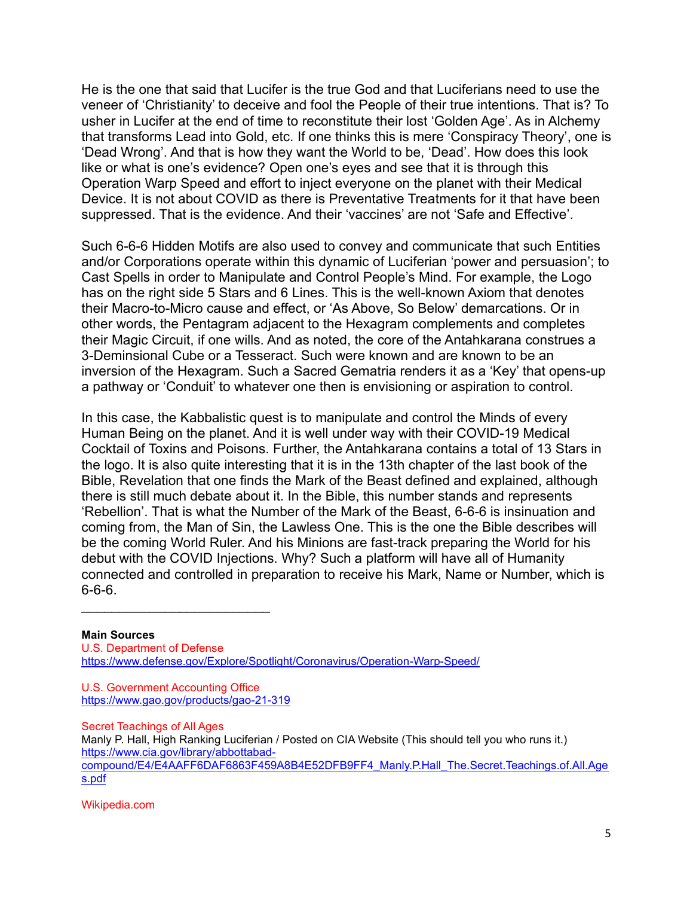He is the one that said that Lucifer is the true God and that Luciferians need to use the veneer of 'Christianity' to deceive and fool the People of their true intentions. That is? To usher in Lucifer at the end of time to reconstitute their lost 'Golden Age'. As in Alchemy that transforms Lead into Gold, etc. If one thinks this is mere 'Conspiracy Theory', one is 'Dead Wrong'. And that is how they want the World to be, 'Dead'. How does this look like or what is one's evidence? Open one's eyes and see that it is through this Operation Warp Speed and effort to inject everyone on the planet with their Medical Device. It is not about COVID as there is Preventative Treatments for it that have been suppressed. That is the evidence. And their 'vaccines' are not 'Safe and Effective'.

Such 6-6-6 Hidden Motifs are also used to convey and communicate that such Entities and/or Corporations operate within this dynamic of Luciferian 'power and persuasion'; to Cast Spells in order to Manipulate and Control People's Mind. For example, the Logo has on the right side 5 Stars and 6 Lines. This is the well-known Axiom that denotes their Macro-to-Micro cause and effect, or 'As Above, So Below' demarcations. Or in other words, the Pentagram adjacent to the Hexagram complements and completes their Magic Circuit, if one wills. And as noted, the core of the Antahkarana construes a 3-Deminsional Cube or a Tesseract. Such were known and are known to be an inversion of the Hexagram. Such a Sacred Gematria renders it as a 'Key' that opens-up a pathway or 'Conduit' to whatever one then is envisioning or aspiration to control.

In this case, the Kabbalistic quest is to manipulate and control the Minds of every Human Being on the planet. And it is well under way with their COVID-19 Medical Cocktail of Toxins and Poisons. Further, the Antahkarana contains a total of 13 Stars in the logo. It is also quite interesting that it is in the 13th chapter of the last book of the Bible, Revelation that one finds the Mark of the Beast defined and explained, although there is still much debate about it. In the Bible, this number stands and represents 'Rebellion'. That is what the Number of the Mark of the Beast, 6-6-6 is insinuation and coming from, the Man of Sin, the Lawless One. This is the one the Bible describes will be the coming World Ruler. And his Minions are fast-track preparing the World for his debut with the COVID Injections. Why? Such a platform will have all of Humanity connected and controlled in preparation to receive his Mark, Name or Number, which is 6-6-6.

---

**Main Sources**

U.S. Department of Defense
https://www.defense.gov/Explore/Spotlight/Coronavirus/Operation-Warp-Speed/

U.S. Government Accounting Office
https://www.gao.gov/products/gao-21-319

Secret Teachings of All Ages
Manly P. Hall, High Ranking Luciferian / Posted on CIA Website (This should tell you who runs it.)
https://www.cia.gov/library/abbottabad-compound/E4/E4AAFF6DAF6863F459A8B4E52DFB9FF4_Manly.P.Hall_The.Secret.Teachings.of.All.Ages.pdf

Wikipedia.com